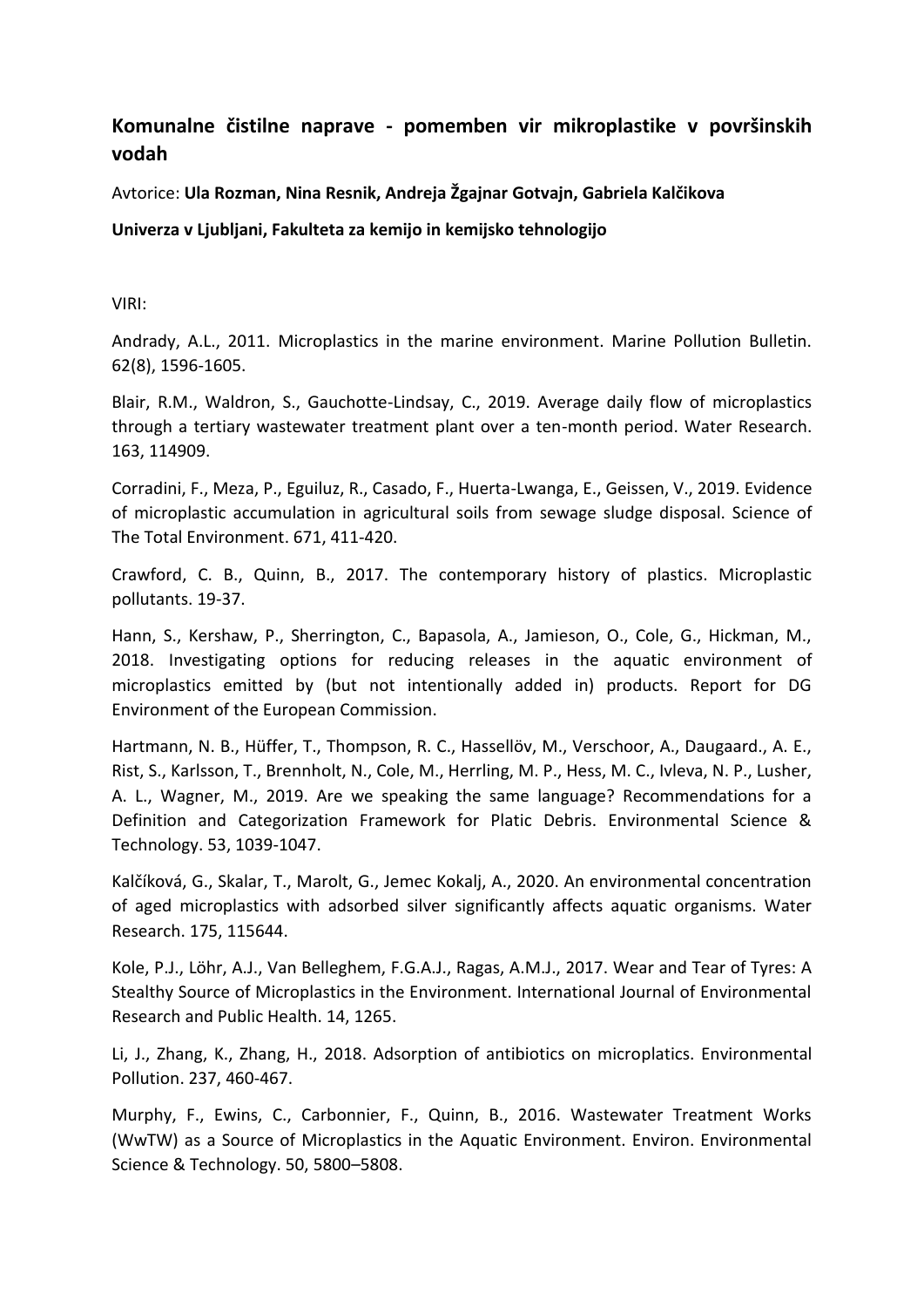## Komunalne čistilne naprave - pomemben vir mikroplastike v površinskih vodah

Avtorice: **Ula Rozman, Nina Resnik, Andreja Žgajnar Gotvajn, Gabriela Kalčikova**

**Univerza v Ljubljani, Fakulteta za kemijo in kemijsko tehnologijo**

VIRI:

Andrady, A.L., 2011. Microplastics in the marine environment. Marine Pollution Bulletin. 62(8), 1596-1605.

Blair, R.M., Waldron, S., Gauchotte-Lindsay, C., 2019. Average daily flow of microplastics through a tertiary wastewater treatment plant over a ten-month period. Water Research. 163, 114909.

Corradini, F., Meza, P., Eguiluz, R., Casado, F., Huerta-Lwanga, E., Geissen, V., 2019. Evidence of microplastic accumulation in agricultural soils from sewage sludge disposal. Science of The Total Environment. 671, 411-420.

Crawford, C. B., Quinn, B., 2017. The contemporary history of plastics. Microplastic pollutants. 19-37.

Hann, S., Kershaw, P., Sherrington, C., Bapasola, A., Jamieson, O., Cole, G., Hickman, M., 2018. Investigating options for reducing releases in the aquatic environment of microplastics emitted by (but not intentionally added in) products. Report for DG Environment of the European Commission.

Hartmann, N. B., Hüffer, T., Thompson, R. C., Hassellöv, M., Verschoor, A., Daugaard., A. E., Rist, S., Karlsson, T., Brennholt, N., Cole, M., Herrling, M. P., Hess, M. C., Ivleva, N. P., Lusher, A. L., Wagner, M., 2019. Are we speaking the same language? Recommendations for a Definition and Categorization Framework for Platic Debris. Environmental Science & Technology. 53, 1039-1047.

Kalčíková, G., Skalar, T., Marolt, G., Jemec Kokalj, A., 2020. An environmental concentration of aged microplastics with adsorbed silver significantly affects aquatic organisms. Water Research. 175, 115644.

Kole, P.J., Löhr, A.J., Van Belleghem, F.G.A.J., Ragas, A.M.J., 2017. Wear and Tear of Tyres: A Stealthy Source of Microplastics in the Environment. International Journal of Environmental Research and Public Health. 14, 1265.

Li, J., Zhang, K., Zhang, H., 2018. Adsorption of antibiotics on microplatics. Environmental Pollution. 237, 460-467.

Murphy, F., Ewins, C., Carbonnier, F., Quinn, B., 2016. Wastewater Treatment Works (WwTW) as a Source of Microplastics in the Aquatic Environment. Environ. Environmental Science & Technology. 50, 5800–5808.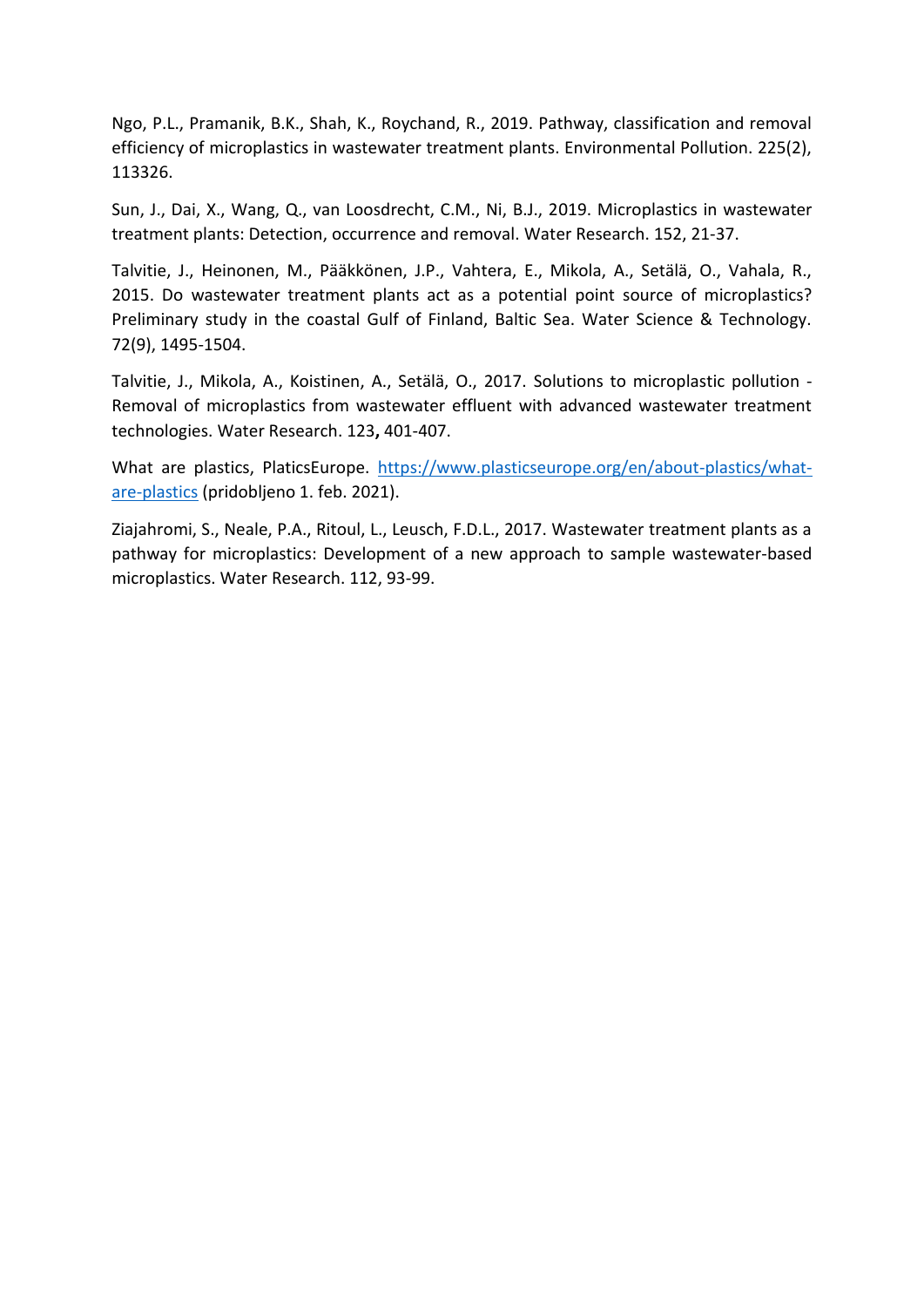Ngo, P.L., Pramanik, B.K., Shah, K., Roychand, R., 2019. Pathway, classification and removal efficiency of microplastics in wastewater treatment plants. Environmental Pollution. 225(2), 113326.

Sun, J., Dai, X., Wang, Q., van Loosdrecht, C.M., Ni, B.J., 2019. Microplastics in wastewater treatment plants: Detection, occurrence and removal. Water Research. 152, 21-37.

Talvitie, J., Heinonen, M., Pääkkönen, J.P., Vahtera, E., Mikola, A., Setälä, O., Vahala, R., 2015. Do wastewater treatment plants act as a potential point source of microplastics? Preliminary study in the coastal Gulf of Finland, Baltic Sea. Water Science & Technology. 72(9), 1495-1504.

Talvitie, J., Mikola, A., Koistinen, A., Setälä, O., 2017. Solutions to microplastic pollution - Removal of microplastics from wastewater effluent with advanced wastewater treatment technologies. Water Research. 123**,** 401-407.

What are plastics, PlaticsEurope. https://www.plasticseurope.org/en/about-plastics/what-are-plastics (pridobljeno 1. feb. 2021).

Ziajahromi, S., Neale, P.A., Ritoul, L., Leusch, F.D.L., 2017. Wastewater treatment plants as a pathway for microplastics: Development of a new approach to sample wastewater-based microplastics. Water Research. 112, 93-99.